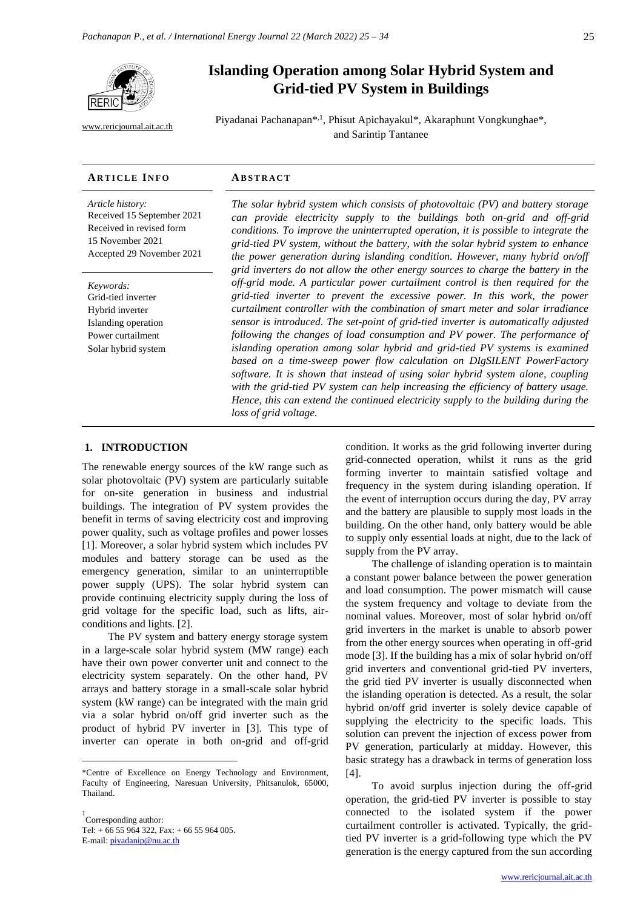# Islanding Operation among Solar Hybrid System and Grid-tied PV System in Buildings

www.rericjournal.ait.ac.th

Piyadanai Pachanapan*,[1], Phisut Apichayakul*, Akaraphunt Vongkunghae*, and Sarintip Tantanee

**ARTICLE INFO**

*Article history:*
Received 15 September 2021
Received in revised form 15 November 2021
Accepted 29 November 2021

*Keywords:*
Grid-tied inverter
Hybrid inverter
Islanding operation
Power curtailment
Solar hybrid system

**ABSTRACT**

*The solar hybrid system which consists of photovoltaic (PV) and battery storage can provide electricity supply to the buildings both on-grid and off-grid conditions. To improve the uninterrupted operation, it is possible to integrate the grid-tied PV system, without the battery, with the solar hybrid system to enhance the power generation during islanding condition. However, many hybrid on/off grid inverters do not allow the other energy sources to charge the battery in the off-grid mode. A particular power curtailment control is then required for the grid-tied inverter to prevent the excessive power. In this work, the power curtailment controller with the combination of smart meter and solar irradiance sensor is introduced. The set-point of grid-tied inverter is automatically adjusted following the changes of load consumption and PV power. The performance of islanding operation among solar hybrid and grid-tied PV systems is examined based on a time-sweep power flow calculation on DIgSILENT PowerFactory software. It is shown that instead of using solar hybrid system alone, coupling with the grid-tied PV system can help increasing the efficiency of battery usage. Hence, this can extend the continued electricity supply to the building during the loss of grid voltage.*

## 1. INTRODUCTION

The renewable energy sources of the kW range such as solar photovoltaic (PV) system are particularly suitable for on-site generation in business and industrial buildings. The integration of PV system provides the benefit in terms of saving electricity cost and improving power quality, such as voltage profiles and power losses [1]. Moreover, a solar hybrid system which includes PV modules and battery storage can be used as the emergency generation, similar to an uninterruptible power supply (UPS). The solar hybrid system can provide continuing electricity supply during the loss of grid voltage for the specific load, such as lifts, air-conditions and lights. [2].

The PV system and battery energy storage system in a large-scale solar hybrid system (MW range) each have their own power converter unit and connect to the electricity system separately. On the other hand, PV arrays and battery storage in a small-scale solar hybrid system (kW range) can be integrated with the main grid via a solar hybrid on/off grid inverter such as the product of hybrid PV inverter in [3]. This type of inverter can operate in both on-grid and off-grid condition. It works as the grid following inverter during grid-connected operation, whilst it runs as the grid forming inverter to maintain satisfied voltage and frequency in the system during islanding operation. If the event of interruption occurs during the day, PV array and the battery are plausible to supply most loads in the building. On the other hand, only battery would be able to supply only essential loads at night, due to the lack of supply from the PV array.

The challenge of islanding operation is to maintain a constant power balance between the power generation and load consumption. The power mismatch will cause the system frequency and voltage to deviate from the nominal values. Moreover, most of solar hybrid on/off grid inverters in the market is unable to absorb power from the other energy sources when operating in off-grid mode [3]. If the building has a mix of solar hybrid on/off grid inverters and conventional grid-tied PV inverters, the grid tied PV inverter is usually disconnected when the islanding operation is detected. As a result, the solar hybrid on/off grid inverter is solely device capable of supplying the electricity to the specific loads. This solution can prevent the injection of excess power from PV generation, particularly at midday. However, this basic strategy has a drawback in terms of generation loss [4].

To avoid surplus injection during the off-grid operation, the grid-tied PV inverter is possible to stay connected to the isolated system if the power curtailment controller is activated. Typically, the grid-tied PV inverter is a grid-following type which the PV generation is the energy captured from the sun according

---

*Centre of Excellence on Energy Technology and Environment, Faculty of Engineering, Naresuan University, Phitsanulok, 65000, Thailand.

[1] Corresponding author:
Tel: + 66 55 964 322, Fax: + 66 55 964 005.
E-mail: piyadanip@nu.ac.th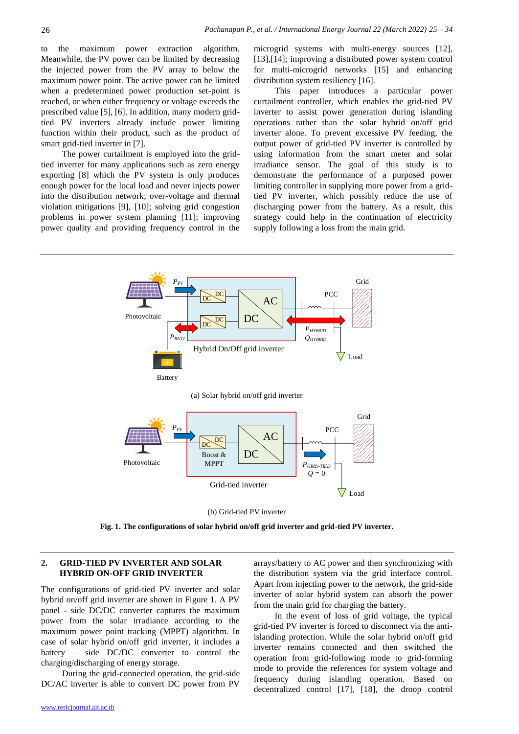to the maximum power extraction algorithm. Meanwhile, the PV power can be limited by decreasing the injected power from the PV array to below the maximum power point. The active power can be limited when a predetermined power production set-point is reached, or when either frequency or voltage exceeds the prescribed value [5], [6]. In addition, many modern grid-tied PV inverters already include power limiting function within their product, such as the product of smart grid-tied inverter in [7].

The power curtailment is employed into the grid-tied inverter for many applications such as zero energy exporting [8] which the PV system is only produces enough power for the local load and never injects power into the distribution network; over-voltage and thermal violation mitigations [9], [10]; solving grid congestion problems in power system planning [11]; improving power quality and providing frequency control in the microgrid systems with multi-energy sources [12], [13],[14]; improving a distributed power system control for multi-microgrid networks [15] and enhancing distribution system resiliency [16].

This paper introduces a particular power curtailment controller, which enables the grid-tied PV inverter to assist power generation during islanding operations rather than the solar hybrid on/off grid inverter alone. To prevent excessive PV feeding, the output power of grid-tied PV inverter is controlled by using information from the smart meter and solar irradiance sensor. The goal of this study is to demonstrate the performance of a purposed power limiting controller in supplying more power from a grid-tied PV inverter, which possibly reduce the use of discharging power from the battery. As a result, this strategy could help in the continuation of electricity supply following a loss from the main grid.

(a) Solar hybrid on/off grid inverter

(b) Grid-tied PV inverter

**Fig. 1. The configurations of solar hybrid on/off grid inverter and grid-tied PV inverter.**

## 2. GRID-TIED PV INVERTER AND SOLAR HYBRID ON-OFF GRID INVERTER

The configurations of grid-tied PV inverter and solar hybrid on/off grid inverter are shown in Figure 1. A PV panel - side DC/DC converter captures the maximum power from the solar irradiance according to the maximum power point tracking (MPPT) algorithm. In case of solar hybrid on/off grid inverter, it includes a battery – side DC/DC converter to control the charging/discharging of energy storage.

During the grid-connected operation, the grid-side DC/AC inverter is able to convert DC power from PV arrays/battery to AC power and then synchronizing with the distribution system via the grid interface control. Apart from injecting power to the network, the grid-side inverter of solar hybrid system can absorb the power from the main grid for charging the battery.

In the event of loss of grid voltage, the typical grid-tied PV inverter is forced to disconnect via the anti-islanding protection. While the solar hybrid on/off grid inverter remains connected and then switched the operation from grid-following mode to grid-forming mode to provide the references for system voltage and frequency during islanding operation. Based on decentralized control [17], [18], the droop control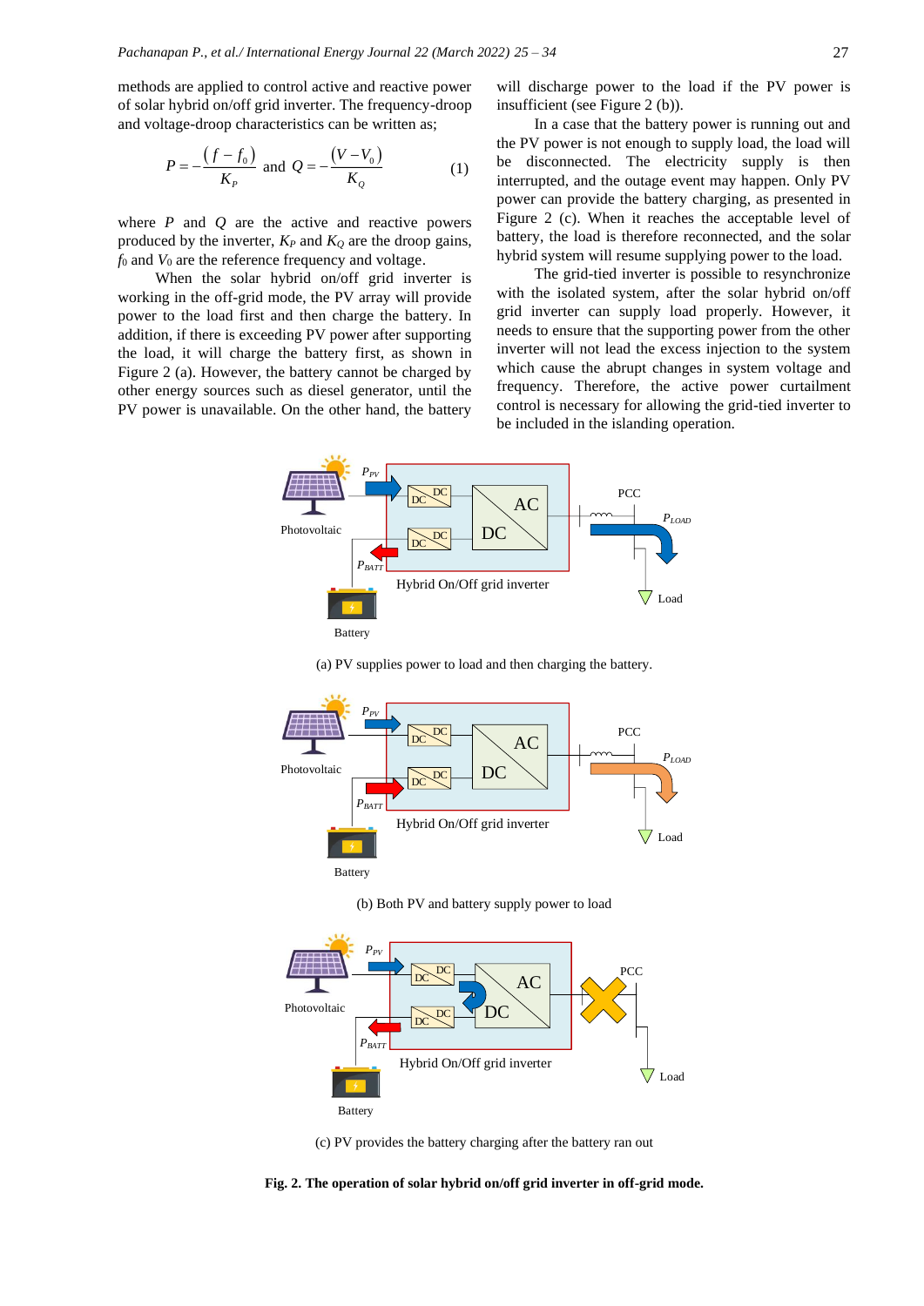methods are applied to control active and reactive power of solar hybrid on/off grid inverter. The frequency-droop and voltage-droop characteristics can be written as;

$$P = -\frac{(f - f_0)}{K_P} \text{ and } Q = -\frac{(V - V_0)}{K_Q} \quad (1)$$

where $P$ and $Q$ are the active and reactive powers produced by the inverter, $K_P$ and $K_Q$ are the droop gains, $f_0$ and $V_0$ are the reference frequency and voltage.

When the solar hybrid on/off grid inverter is working in the off-grid mode, the PV array will provide power to the load first and then charge the battery. In addition, if there is exceeding PV power after supporting the load, it will charge the battery first, as shown in Figure 2 (a). However, the battery cannot be charged by other energy sources such as diesel generator, until the PV power is unavailable. On the other hand, the battery will discharge power to the load if the PV power is insufficient (see Figure 2 (b)).

In a case that the battery power is running out and the PV power is not enough to supply load, the load will be disconnected. The electricity supply is then interrupted, and the outage event may happen. Only PV power can provide the battery charging, as presented in Figure 2 (c). When it reaches the acceptable level of battery, the load is therefore reconnected, and the solar hybrid system will resume supplying power to the load.

The grid-tied inverter is possible to resynchronize with the isolated system, after the solar hybrid on/off grid inverter can supply load properly. However, it needs to ensure that the supporting power from the other inverter will not lead the excess injection to the system which cause the abrupt changes in system voltage and frequency. Therefore, the active power curtailment control is necessary for allowing the grid-tied inverter to be included in the islanding operation.

(a) PV supplies power to load and then charging the battery.

(b) Both PV and battery supply power to load

(c) PV provides the battery charging after the battery ran out

**Fig. 2. The operation of solar hybrid on/off grid inverter in off-grid mode.**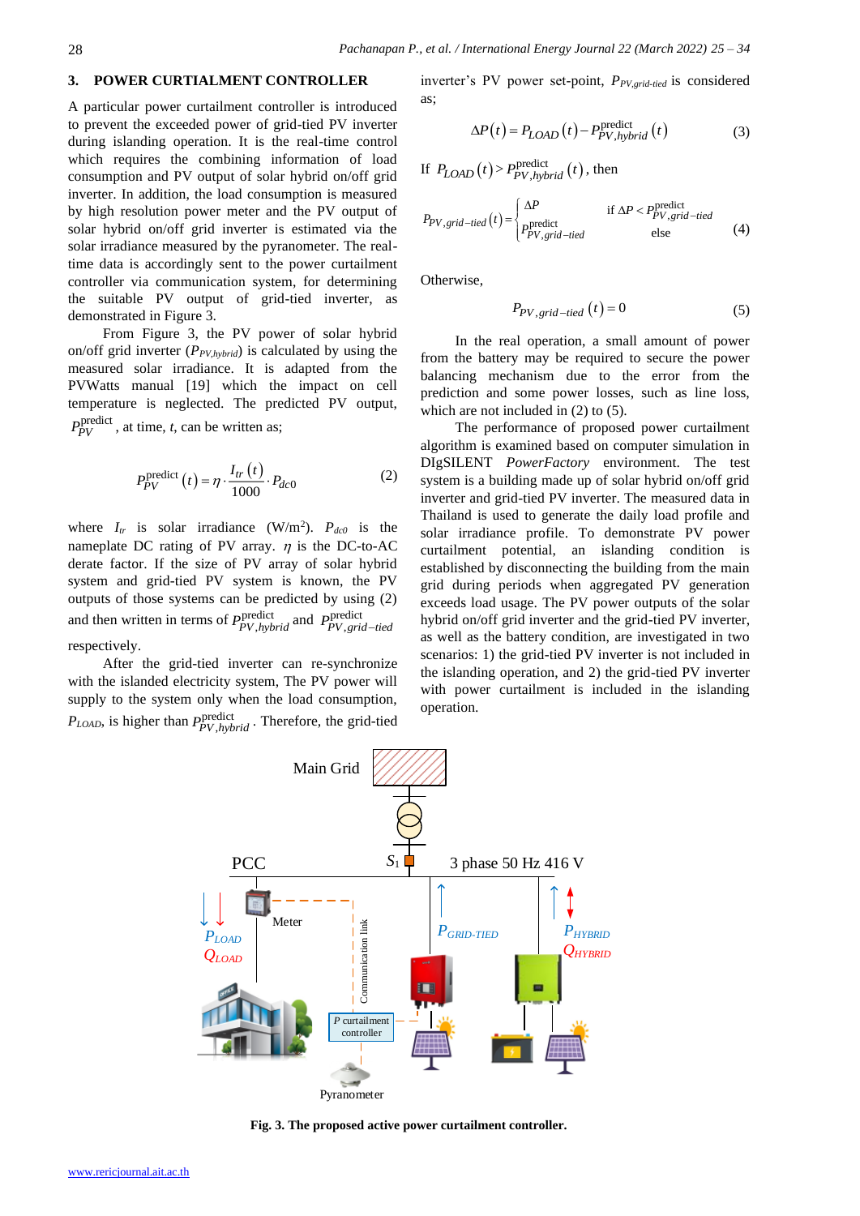## 3. POWER CURTIALMENT CONTROLLER

A particular power curtailment controller is introduced to prevent the exceeded power of grid-tied PV inverter during islanding operation. It is the real-time control which requires the combining information of load consumption and PV output of solar hybrid on/off grid inverter. In addition, the load consumption is measured by high resolution power meter and the PV output of solar hybrid on/off grid inverter is estimated via the solar irradiance measured by the pyranometer. The real-time data is accordingly sent to the power curtailment controller via communication system, for determining the suitable PV output of grid-tied inverter, as demonstrated in Figure 3.

From Figure 3, the PV power of solar hybrid on/off grid inverter ($P_{PV,hybrid}$) is calculated by using the measured solar irradiance. It is adapted from the PVWatts manual [19] which the impact on cell temperature is neglected. The predicted PV output, $P_{PV}^{predict}$, at time, $t$, can be written as;

$$P_{PV}^{predict}(t) = \eta \cdot \frac{I_{tr}(t)}{1000} \cdot P_{dc0} \tag{2}$$

where $I_{tr}$ is solar irradiance (W/m$^2$). $P_{dc0}$ is the nameplate DC rating of PV array. $\eta$ is the DC-to-AC derate factor. If the size of PV array of solar hybrid system and grid-tied PV system is known, the PV outputs of those systems can be predicted by using (2) and then written in terms of $P_{PV,hybrid}^{predict}$ and $P_{PV,grid-tied}^{predict}$ respectively.

After the grid-tied inverter can re-synchronize with the islanded electricity system, The PV power will supply to the system only when the load consumption, $P_{LOAD}$, is higher than $P_{PV,hybrid}^{predict}$. Therefore, the grid-tied inverter's PV power set-point, $P_{PV,grid-tied}$ is considered as;

$$\Delta P(t) = P_{LOAD}(t) - P_{PV,hybrid}^{predict}(t) \tag{3}$$

If $P_{LOAD}(t) > P_{PV,hybrid}^{predict}(t)$, then

$$P_{PV,grid-tied}(t) = \begin{cases} \Delta P & \text{if } \Delta P < P_{PV,grid-tied}^{predict} \\ P_{PV,grid-tied}^{predict} & \text{else} \end{cases} \tag{4}$$

Otherwise,

$$P_{PV,grid-tied}(t) = 0 \tag{5}$$

In the real operation, a small amount of power from the battery may be required to secure the power balancing mechanism due to the error from the prediction and some power losses, such as line loss, which are not included in (2) to (5).

The performance of proposed power curtailment algorithm is examined based on computer simulation in DIgSILENT *PowerFactory* environment. The test system is a building made up of solar hybrid on/off grid inverter and grid-tied PV inverter. The measured data in Thailand is used to generate the daily load profile and solar irradiance profile. To demonstrate PV power curtailment potential, an islanding condition is established by disconnecting the building from the main grid during periods when aggregated PV generation exceeds load usage. The PV power outputs of the solar hybrid on/off grid inverter and the grid-tied PV inverter, as well as the battery condition, are investigated in two scenarios: 1) the grid-tied PV inverter is not included in the islanding operation, and 2) the grid-tied PV inverter with power curtailment is included in the islanding operation.

**Fig. 3. The proposed active power curtailment controller.**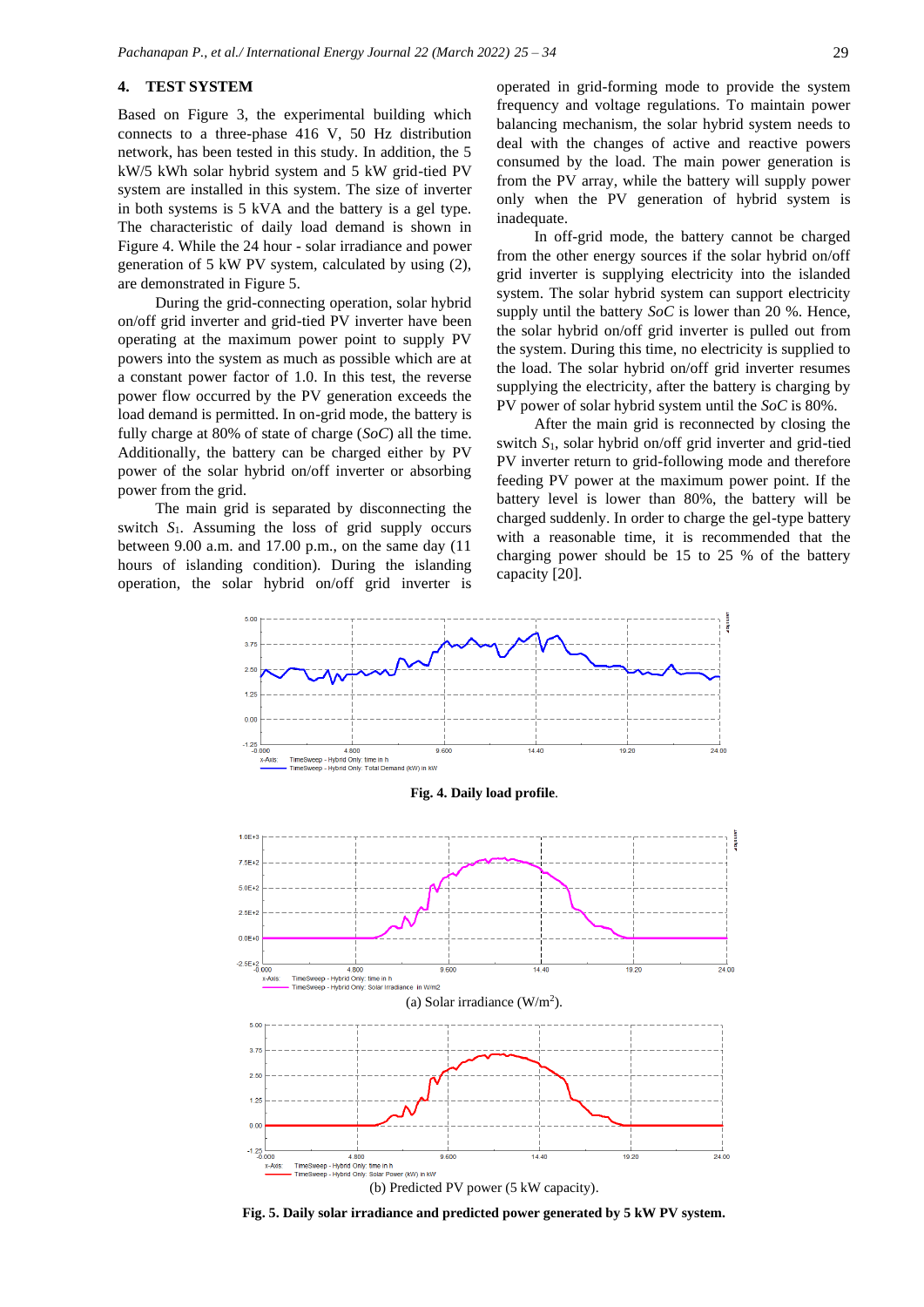## 4. TEST SYSTEM

Based on Figure 3, the experimental building which connects to a three-phase 416 V, 50 Hz distribution network, has been tested in this study. In addition, the 5 kW/5 kWh solar hybrid system and 5 kW grid-tied PV system are installed in this system. The size of inverter in both systems is 5 kVA and the battery is a gel type. The characteristic of daily load demand is shown in Figure 4. While the 24 hour - solar irradiance and power generation of 5 kW PV system, calculated by using (2), are demonstrated in Figure 5.

During the grid-connecting operation, solar hybrid on/off grid inverter and grid-tied PV inverter have been operating at the maximum power point to supply PV powers into the system as much as possible which are at a constant power factor of 1.0. In this test, the reverse power flow occurred by the PV generation exceeds the load demand is permitted. In on-grid mode, the battery is fully charge at 80% of state of charge (*SoC*) all the time. Additionally, the battery can be charged either by PV power of the solar hybrid on/off inverter or absorbing power from the grid.

The main grid is separated by disconnecting the switch $S_1$. Assuming the loss of grid supply occurs between 9.00 a.m. and 17.00 p.m., on the same day (11 hours of islanding condition). During the islanding operation, the solar hybrid on/off grid inverter is operated in grid-forming mode to provide the system frequency and voltage regulations. To maintain power balancing mechanism, the solar hybrid system needs to deal with the changes of active and reactive powers consumed by the load. The main power generation is from the PV array, while the battery will supply power only when the PV generation of hybrid system is inadequate.

In off-grid mode, the battery cannot be charged from the other energy sources if the solar hybrid on/off grid inverter is supplying electricity into the islanded system. The solar hybrid system can support electricity supply until the battery *SoC* is lower than 20 %. Hence, the solar hybrid on/off grid inverter is pulled out from the system. During this time, no electricity is supplied to the load. The solar hybrid on/off grid inverter resumes supplying the electricity, after the battery is charging by PV power of solar hybrid system until the *SoC* is 80%.

After the main grid is reconnected by closing the switch $S_1$, solar hybrid on/off grid inverter and grid-tied PV inverter return to grid-following mode and therefore feeding PV power at the maximum power point. If the battery level is lower than 80%, the battery will be charged suddenly. In order to charge the gel-type battery with a reasonable time, it is recommended that the charging power should be 15 to 25 % of the battery capacity [20].

**Fig. 4. Daily load profile**.

(a) Solar irradiance (W/m$^2$).

(b) Predicted PV power (5 kW capacity).

**Fig. 5. Daily solar irradiance and predicted power generated by 5 kW PV system.**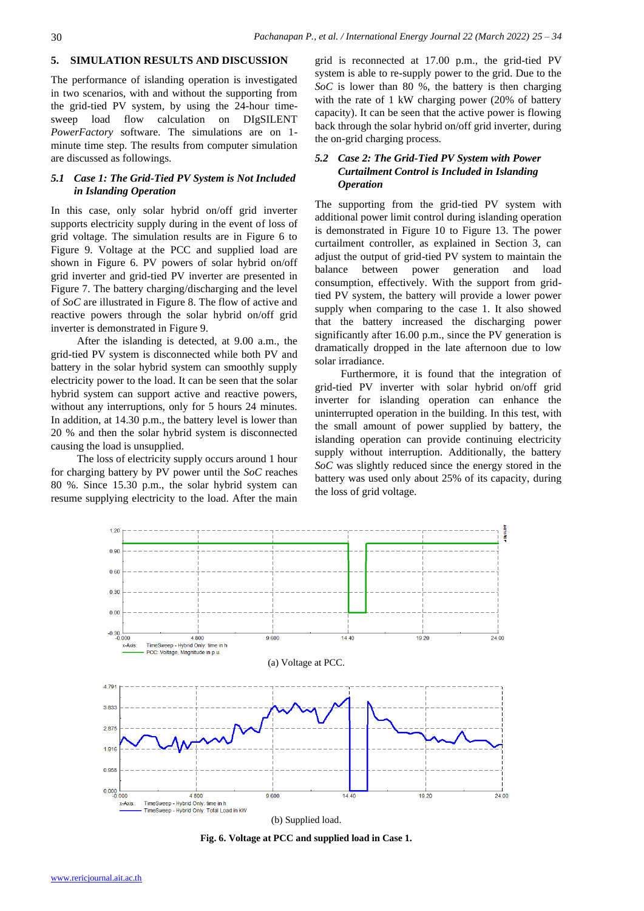## 5. SIMULATION RESULTS AND DISCUSSION

The performance of islanding operation is investigated in two scenarios, with and without the supporting from the grid-tied PV system, by using the 24-hour time-sweep load flow calculation on DIgSILENT *PowerFactory* software. The simulations are on 1-minute time step. The results from computer simulation are discussed as followings.

### *5.1 Case 1: The Grid-Tied PV System is Not Included in Islanding Operation*

In this case, only solar hybrid on/off grid inverter supports electricity supply during in the event of loss of grid voltage. The simulation results are in Figure 6 to Figure 9. Voltage at the PCC and supplied load are shown in Figure 6. PV powers of solar hybrid on/off grid inverter and grid-tied PV inverter are presented in Figure 7. The battery charging/discharging and the level of *SoC* are illustrated in Figure 8. The flow of active and reactive powers through the solar hybrid on/off grid inverter is demonstrated in Figure 9.

After the islanding is detected, at 9.00 a.m., the grid-tied PV system is disconnected while both PV and battery in the solar hybrid system can smoothly supply electricity power to the load. It can be seen that the solar hybrid system can support active and reactive powers, without any interruptions, only for 5 hours 24 minutes. In addition, at 14.30 p.m., the battery level is lower than 20 % and then the solar hybrid system is disconnected causing the load is unsupplied.

The loss of electricity supply occurs around 1 hour for charging battery by PV power until the *SoC* reaches 80 %. Since 15.30 p.m., the solar hybrid system can resume supplying electricity to the load. After the main grid is reconnected at 17.00 p.m., the grid-tied PV system is able to re-supply power to the grid. Due to the *SoC* is lower than 80 %, the battery is then charging with the rate of 1 kW charging power (20% of battery capacity). It can be seen that the active power is flowing back through the solar hybrid on/off grid inverter, during the on-grid charging process.

### *5.2 Case 2: The Grid-Tied PV System with Power Curtailment Control is Included in Islanding Operation*

The supporting from the grid-tied PV system with additional power limit control during islanding operation is demonstrated in Figure 10 to Figure 13. The power curtailment controller, as explained in Section 3, can adjust the output of grid-tied PV system to maintain the balance between power generation and load consumption, effectively. With the support from grid-tied PV system, the battery will provide a lower power supply when comparing to the case 1. It also showed that the battery increased the discharging power significantly after 16.00 p.m., since the PV generation is dramatically dropped in the late afternoon due to low solar irradiance.

Furthermore, it is found that the integration of grid-tied PV inverter with solar hybrid on/off grid inverter for islanding operation can enhance the uninterrupted operation in the building. In this test, with the small amount of power supplied by battery, the islanding operation can provide continuing electricity supply without interruption. Additionally, the battery *SoC* was slightly reduced since the energy stored in the battery was used only about 25% of its capacity, during the loss of grid voltage.

(a) Voltage at PCC.

(b) Supplied load.

**Fig. 6. Voltage at PCC and supplied load in Case 1.**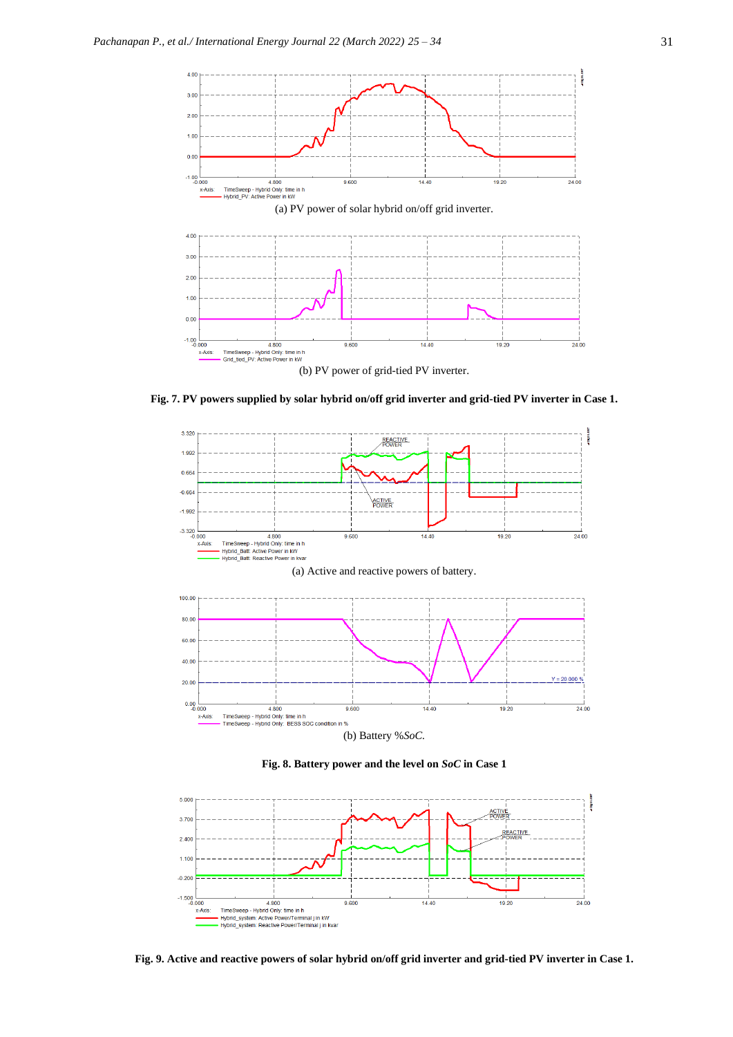(a) PV power of solar hybrid on/off grid inverter.

(b) PV power of grid-tied PV inverter.

**Fig. 7. PV powers supplied by solar hybrid on/off grid inverter and grid-tied PV inverter in Case 1.**

(a) Active and reactive powers of battery.

(b) Battery %*SoC*.

**Fig. 8. Battery power and the level on *SoC* in Case 1**

**Fig. 9. Active and reactive powers of solar hybrid on/off grid inverter and grid-tied PV inverter in Case 1.**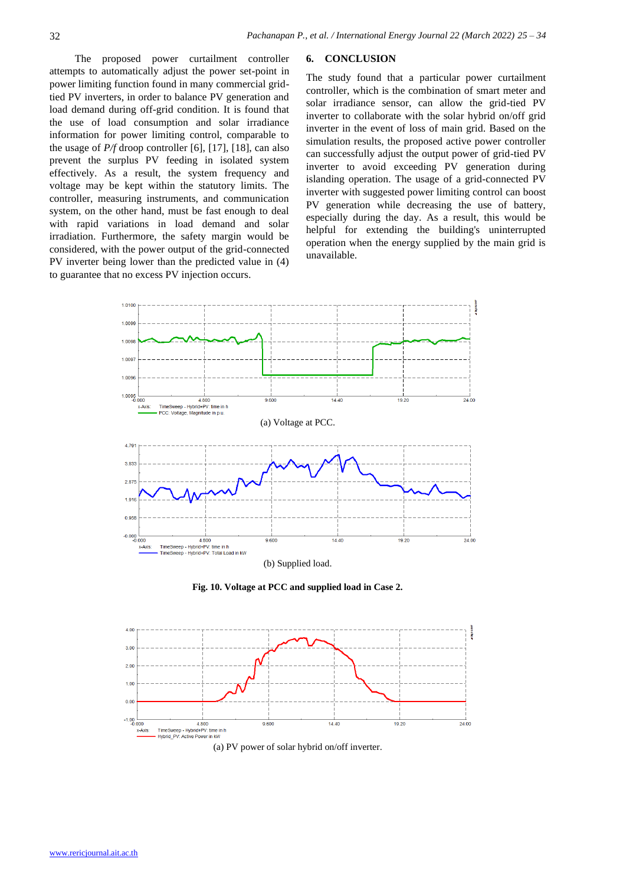The proposed power curtailment controller attempts to automatically adjust the power set-point in power limiting function found in many commercial grid-tied PV inverters, in order to balance PV generation and load demand during off-grid condition. It is found that the use of load consumption and solar irradiance information for power limiting control, comparable to the usage of *P/f* droop controller [6], [17], [18], can also prevent the surplus PV feeding in isolated system effectively. As a result, the system frequency and voltage may be kept within the statutory limits. The controller, measuring instruments, and communication system, on the other hand, must be fast enough to deal with rapid variations in load demand and solar irradiation. Furthermore, the safety margin would be considered, with the power output of the grid-connected PV inverter being lower than the predicted value in (4) to guarantee that no excess PV injection occurs.

## 6. CONCLUSION

The study found that a particular power curtailment controller, which is the combination of smart meter and solar irradiance sensor, can allow the grid-tied PV inverter to collaborate with the solar hybrid on/off grid inverter in the event of loss of main grid. Based on the simulation results, the proposed active power controller can successfully adjust the output power of grid-tied PV inverter to avoid exceeding PV generation during islanding operation. The usage of a grid-connected PV inverter with suggested power limiting control can boost PV generation while decreasing the use of battery, especially during the day. As a result, this would be helpful for extending the building's uninterrupted operation when the energy supplied by the main grid is unavailable.

(a) Voltage at PCC.

(b) Supplied load.

**Fig. 10. Voltage at PCC and supplied load in Case 2.**

(a) PV power of solar hybrid on/off inverter.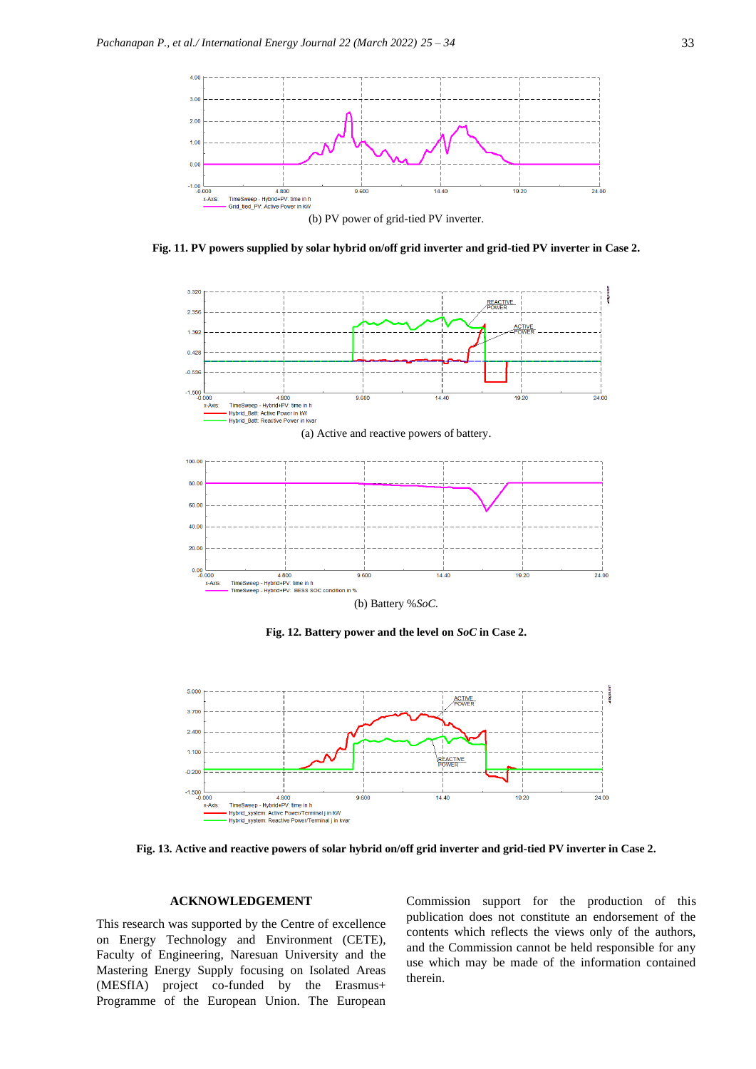(b) PV power of grid-tied PV inverter.

**Fig. 11. PV powers supplied by solar hybrid on/off grid inverter and grid-tied PV inverter in Case 2.**

(a) Active and reactive powers of battery.

(b) Battery %*SoC*.

**Fig. 12. Battery power and the level on *SoC* in Case 2.**

**Fig. 13. Active and reactive powers of solar hybrid on/off grid inverter and grid-tied PV inverter in Case 2.**

## ACKNOWLEDGEMENT

This research was supported by the Centre of excellence on Energy Technology and Environment (CETE), Faculty of Engineering, Naresuan University and the Mastering Energy Supply focusing on Isolated Areas (MESfIA) project co-funded by the Erasmus+ Programme of the European Union. The European Commission support for the production of this publication does not constitute an endorsement of the contents which reflects the views only of the authors, and the Commission cannot be held responsible for any use which may be made of the information contained therein.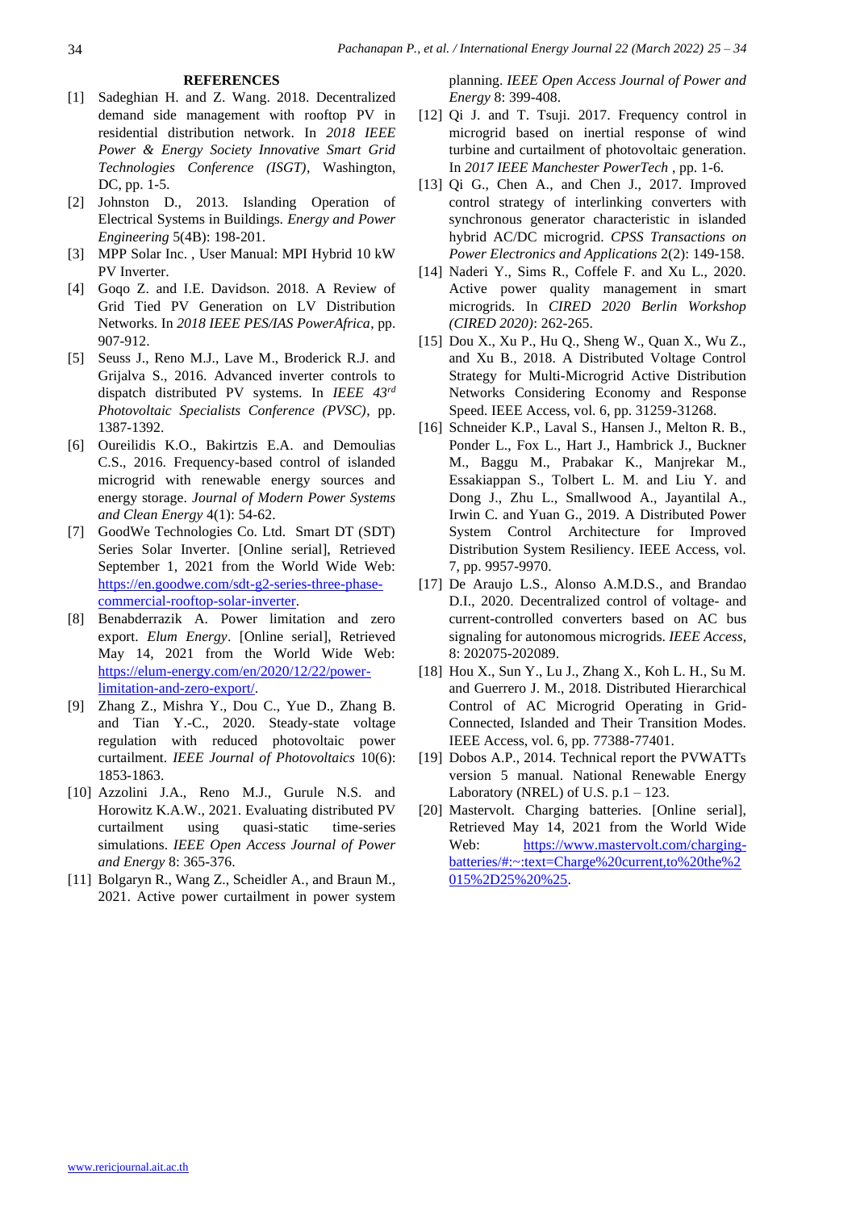## REFERENCES

[1] Sadeghian H. and Z. Wang. 2018. Decentralized demand side management with rooftop PV in residential distribution network. In *2018 IEEE Power & Energy Society Innovative Smart Grid Technologies Conference (ISGT)*, Washington, DC, pp. 1-5.

[2] Johnston D., 2013. Islanding Operation of Electrical Systems in Buildings. *Energy and Power Engineering* 5(4B): 198-201.

[3] MPP Solar Inc. , User Manual: MPI Hybrid 10 kW PV Inverter.

[4] Goqo Z. and I.E. Davidson. 2018. A Review of Grid Tied PV Generation on LV Distribution Networks. In *2018 IEEE PES/IAS PowerAfrica*, pp. 907-912.

[5] Seuss J., Reno M.J., Lave M., Broderick R.J. and Grijalva S., 2016. Advanced inverter controls to dispatch distributed PV systems. In *IEEE 43rd Photovoltaic Specialists Conference (PVSC)*, pp. 1387-1392.

[6] Oureilidis K.O., Bakirtzis E.A. and Demoulias C.S., 2016. Frequency-based control of islanded microgrid with renewable energy sources and energy storage. *Journal of Modern Power Systems and Clean Energy* 4(1): 54-62.

[7] GoodWe Technologies Co. Ltd. Smart DT (SDT) Series Solar Inverter. [Online serial], Retrieved September 1, 2021 from the World Wide Web: https://en.goodwe.com/sdt-g2-series-three-phase-commercial-rooftop-solar-inverter.

[8] Benabderrazik A. Power limitation and zero export. *Elum Energy*. [Online serial], Retrieved May 14, 2021 from the World Wide Web: https://elum-energy.com/en/2020/12/22/power-limitation-and-zero-export/.

[9] Zhang Z., Mishra Y., Dou C., Yue D., Zhang B. and Tian Y.-C., 2020. Steady-state voltage regulation with reduced photovoltaic power curtailment. *IEEE Journal of Photovoltaics* 10(6): 1853-1863.

[10] Azzolini J.A., Reno M.J., Gurule N.S. and Horowitz K.A.W., 2021. Evaluating distributed PV curtailment using quasi-static time-series simulations. *IEEE Open Access Journal of Power and Energy* 8: 365-376.

[11] Bolgaryn R., Wang Z., Scheidler A., and Braun M., 2021. Active power curtailment in power system planning. *IEEE Open Access Journal of Power and Energy* 8: 399-408.

[12] Qi J. and T. Tsuji. 2017. Frequency control in microgrid based on inertial response of wind turbine and curtailment of photovoltaic generation. In *2017 IEEE Manchester PowerTech* , pp. 1-6.

[13] Qi G., Chen A., and Chen J., 2017. Improved control strategy of interlinking converters with synchronous generator characteristic in islanded hybrid AC/DC microgrid. *CPSS Transactions on Power Electronics and Applications* 2(2): 149-158.

[14] Naderi Y., Sims R., Coffele F. and Xu L., 2020. Active power quality management in smart microgrids. In *CIRED 2020 Berlin Workshop (CIRED 2020)*: 262-265.

[15] Dou X., Xu P., Hu Q., Sheng W., Quan X., Wu Z., and Xu B., 2018. A Distributed Voltage Control Strategy for Multi-Microgrid Active Distribution Networks Considering Economy and Response Speed. IEEE Access, vol. 6, pp. 31259-31268.

[16] Schneider K.P., Laval S., Hansen J., Melton R. B., Ponder L., Fox L., Hart J., Hambrick J., Buckner M., Baggu M., Prabakar K., Manjrekar M., Essakiappan S., Tolbert L. M. and Liu Y. and Dong J., Zhu L., Smallwood A., Jayantilal A., Irwin C. and Yuan G., 2019. A Distributed Power System Control Architecture for Improved Distribution System Resiliency. IEEE Access, vol. 7, pp. 9957-9970.

[17] De Araujo L.S., Alonso A.M.D.S., and Brandao D.I., 2020. Decentralized control of voltage- and current-controlled converters based on AC bus signaling for autonomous microgrids. *IEEE Access*, 8: 202075-202089.

[18] Hou X., Sun Y., Lu J., Zhang X., Koh L. H., Su M. and Guerrero J. M., 2018. Distributed Hierarchical Control of AC Microgrid Operating in Grid-Connected, Islanded and Their Transition Modes. IEEE Access, vol. 6, pp. 77388-77401.

[19] Dobos A.P., 2014. Technical report the PVWATTs version 5 manual. National Renewable Energy Laboratory (NREL) of U.S. p.1 – 123.

[20] Mastervolt. Charging batteries. [Online serial], Retrieved May 14, 2021 from the World Wide Web: https://www.mastervolt.com/charging-batteries/#:~:text=Charge%20current,to%20the%2015%2D25%20%25.